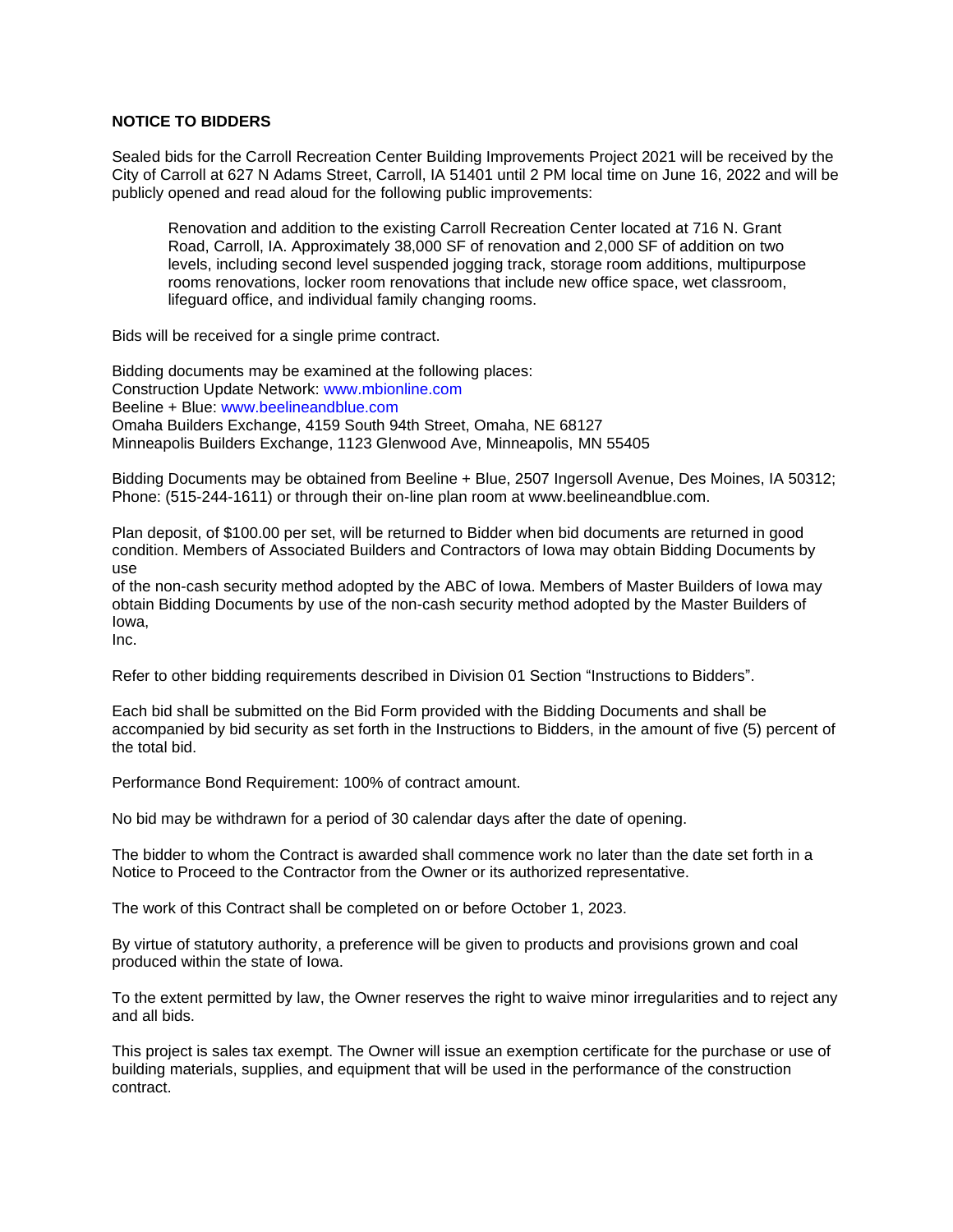**NOTICE TO BIDDERS**

Sealed bids for the Carroll Recreation Center Building Improvements Project 2021 will be received by the City of Carroll at 627 N Adams Street, Carroll, IA 51401 until 2 PM local time on June 16, 2022 and will be publicly opened and read aloud for the following public improvements:

> Renovation and addition to the existing Carroll Recreation Center located at 716 N. Grant Road, Carroll, IA. Approximately 38,000 SF of renovation and 2,000 SF of addition on two levels, including second level suspended jogging track, storage room additions, multipurpose rooms renovations, locker room renovations that include new office space, wet classroom, lifeguard office, and individual family changing rooms.

Bids will be received for a single prime contract.

Bidding documents may be examined at the following places:
Construction Update Network: www.mbionline.com
Beeline + Blue: www.beelineandblue.com
Omaha Builders Exchange, 4159 South 94th Street, Omaha, NE 68127
Minneapolis Builders Exchange, 1123 Glenwood Ave, Minneapolis, MN 55405

Bidding Documents may be obtained from Beeline + Blue, 2507 Ingersoll Avenue, Des Moines, IA 50312; Phone: (515-244-1611) or through their on-line plan room at www.beelineandblue.com.

Plan deposit, of $100.00 per set, will be returned to Bidder when bid documents are returned in good condition. Members of Associated Builders and Contractors of Iowa may obtain Bidding Documents by use
of the non-cash security method adopted by the ABC of Iowa. Members of Master Builders of Iowa may obtain Bidding Documents by use of the non-cash security method adopted by the Master Builders of Iowa,
Inc.

Refer to other bidding requirements described in Division 01 Section "Instructions to Bidders".

Each bid shall be submitted on the Bid Form provided with the Bidding Documents and shall be accompanied by bid security as set forth in the Instructions to Bidders, in the amount of five (5) percent of the total bid.

Performance Bond Requirement: 100% of contract amount.

No bid may be withdrawn for a period of 30 calendar days after the date of opening.

The bidder to whom the Contract is awarded shall commence work no later than the date set forth in a Notice to Proceed to the Contractor from the Owner or its authorized representative.

The work of this Contract shall be completed on or before October 1, 2023.

By virtue of statutory authority, a preference will be given to products and provisions grown and coal produced within the state of Iowa.

To the extent permitted by law, the Owner reserves the right to waive minor irregularities and to reject any and all bids.

This project is sales tax exempt. The Owner will issue an exemption certificate for the purchase or use of building materials, supplies, and equipment that will be used in the performance of the construction contract.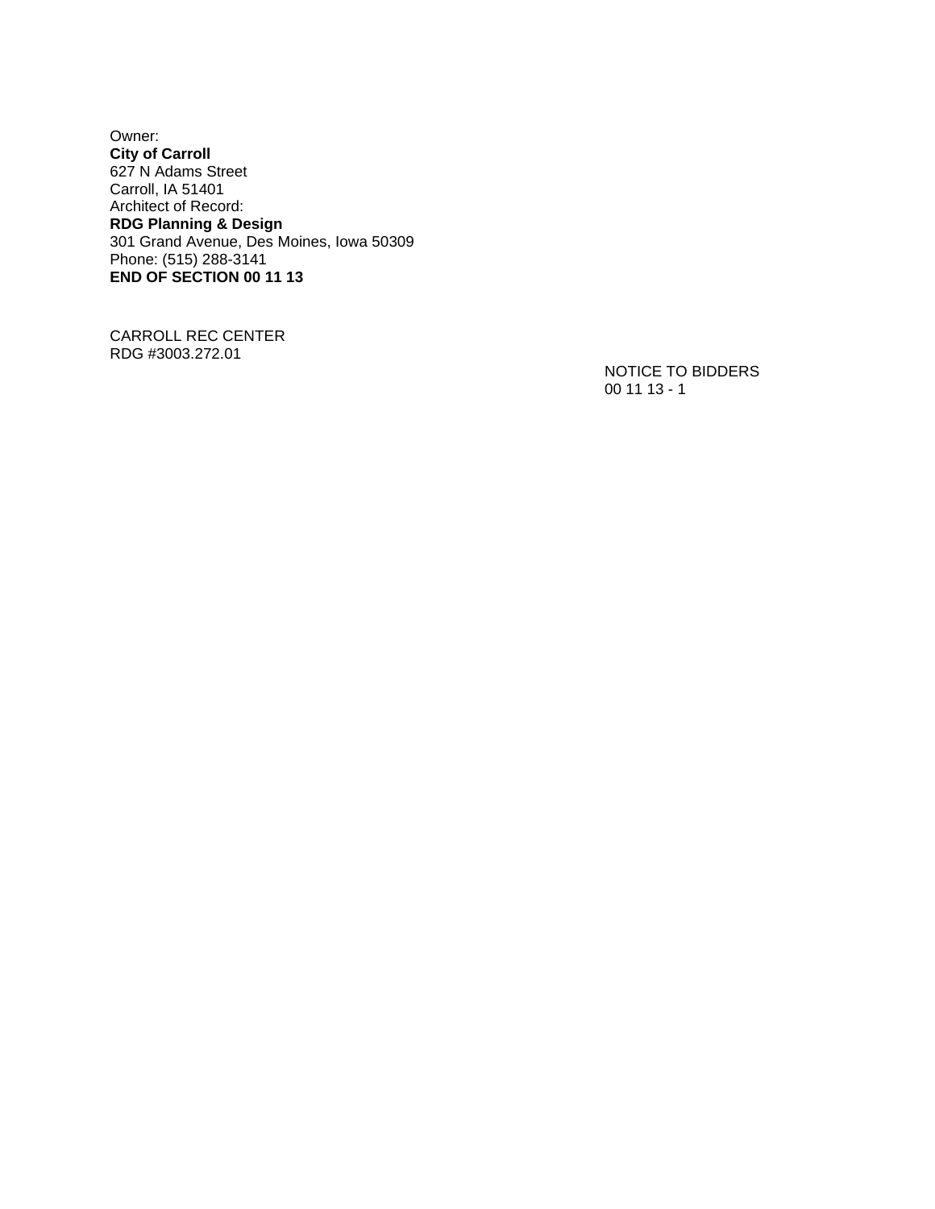Owner:
**City of Carroll**
627 N Adams Street
Carroll, IA 51401
Architect of Record:
**RDG Planning & Design**
301 Grand Avenue, Des Moines, Iowa 50309
Phone: (515) 288-3141
**END OF SECTION 00 11 13**